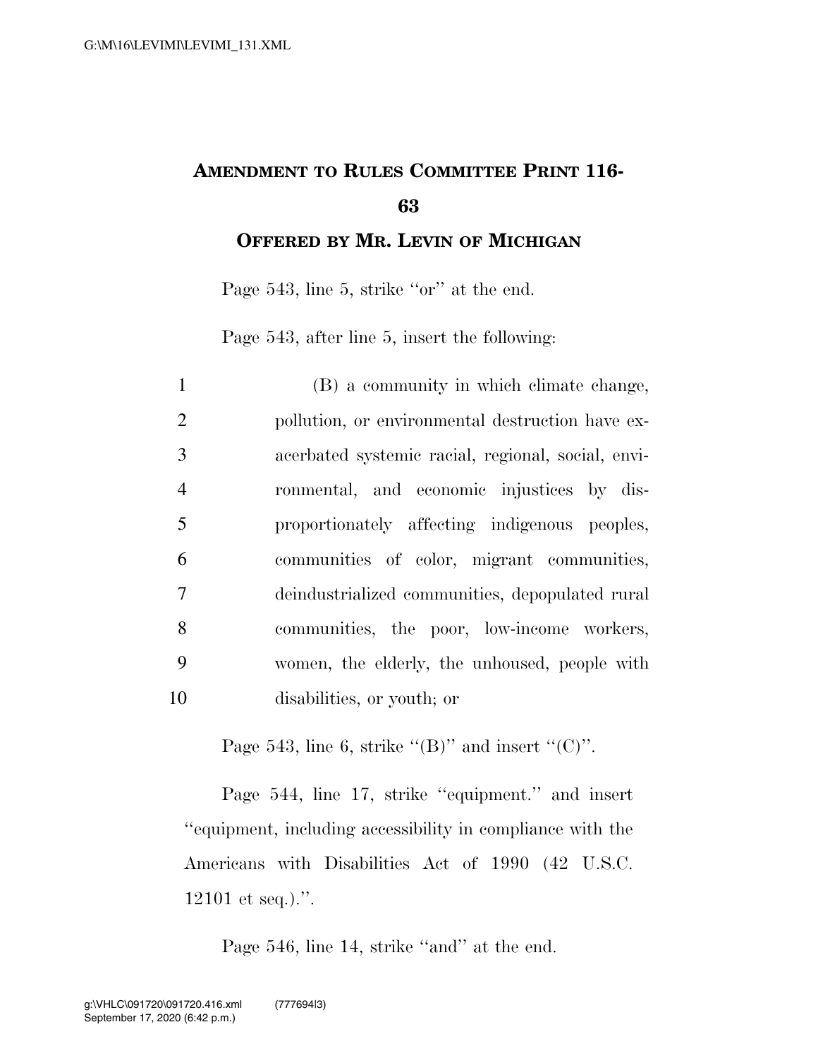# AMENDMENT TO RULES COMMITTEE PRINT 116-63

## OFFERED BY MR. LEVIN OF MICHIGAN

Page 543, line 5, strike "or" at the end.

Page 543, after line 5, insert the following:

1 (B) a community in which climate change,
2 pollution, or environmental destruction have ex-
3 acerbated systemic racial, regional, social, envi-
4 ronmental, and economic injustices by dis-
5 proportionately affecting indigenous peoples,
6 communities of color, migrant communities,
7 deindustrialized communities, depopulated rural
8 communities, the poor, low-income workers,
9 women, the elderly, the unhoused, people with
10 disabilities, or youth; or

Page 543, line 6, strike "(B)" and insert "(C)".

Page 544, line 17, strike "equipment." and insert "equipment, including accessibility in compliance with the Americans with Disabilities Act of 1990 (42 U.S.C. 12101 et seq.).".

Page 546, line 14, strike "and" at the end.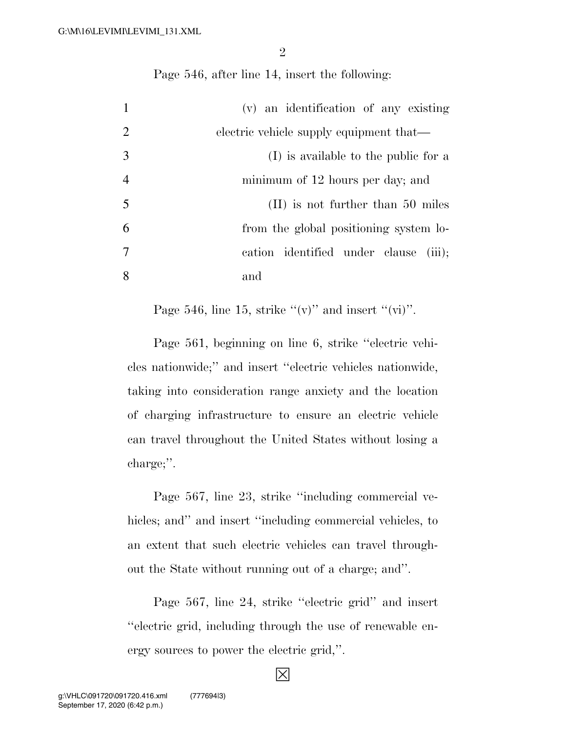Page 546, after line 14, insert the following:

(v) an identification of any existing electric vehicle supply equipment that—

(I) is available to the public for a minimum of 12 hours per day; and

(II) is not further than 50 miles from the global positioning system location identified under clause (iii); and

Page 546, line 15, strike ''(v)'' and insert ''(vi)''.

Page 561, beginning on line 6, strike ''electric vehicles nationwide;'' and insert ''electric vehicles nationwide, taking into consideration range anxiety and the location of charging infrastructure to ensure an electric vehicle can travel throughout the United States without losing a charge;''.

Page 567, line 23, strike ''including commercial vehicles; and'' and insert ''including commercial vehicles, to an extent that such electric vehicles can travel throughout the State without running out of a charge; and''.

Page 567, line 24, strike ''electric grid'' and insert ''electric grid, including through the use of renewable energy sources to power the electric grid,''.